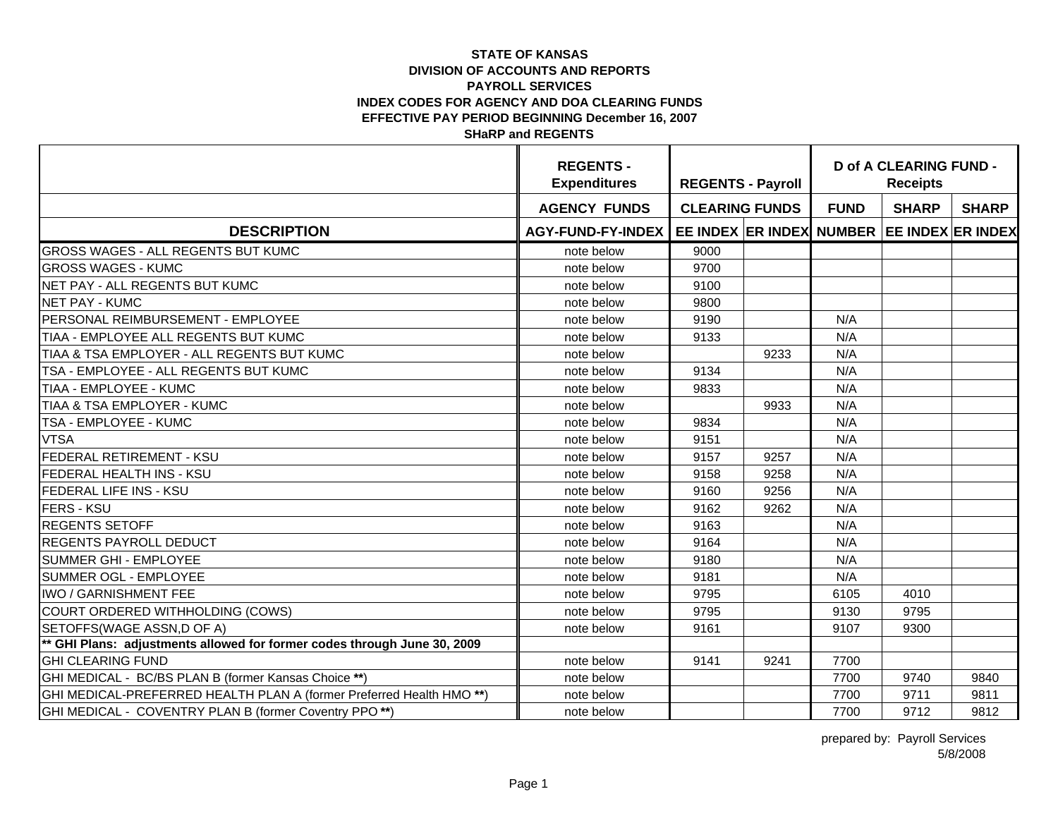**STATE OF KANSAS**
**DIVISION OF ACCOUNTS AND REPORTS**
**PAYROLL SERVICES**
**INDEX CODES FOR AGENCY AND DOA CLEARING FUNDS**
**EFFECTIVE PAY PERIOD BEGINNING December 16, 2007**
**SHaRP and REGENTS**

| | REGENTS - Expenditures | REGENTS - Payroll | | D of A CLEARING FUND - Receipts | | |
|---|---|---|---|---|---|---|
| | AGENCY FUNDS | CLEARING FUNDS | | FUND | SHARP | SHARP |
| **DESCRIPTION** | **AGY-FUND-FY-INDEX** | **EE INDEX** | **ER INDEX** | **NUMBER** | **EE INDEX** | **ER INDEX** |
| GROSS WAGES - ALL REGENTS BUT KUMC | note below | 9000 | | | | |
| GROSS WAGES - KUMC | note below | 9700 | | | | |
| NET PAY - ALL REGENTS BUT KUMC | note below | 9100 | | | | |
| NET PAY - KUMC | note below | 9800 | | | | |
| PERSONAL REIMBURSEMENT - EMPLOYEE | note below | 9190 | | N/A | | |
| TIAA - EMPLOYEE ALL REGENTS BUT KUMC | note below | 9133 | | N/A | | |
| TIAA & TSA EMPLOYER - ALL REGENTS BUT KUMC | note below | | 9233 | N/A | | |
| TSA - EMPLOYEE - ALL REGENTS BUT KUMC | note below | 9134 | | N/A | | |
| TIAA - EMPLOYEE - KUMC | note below | 9833 | | N/A | | |
| TIAA & TSA EMPLOYER - KUMC | note below | | 9933 | N/A | | |
| TSA - EMPLOYEE - KUMC | note below | 9834 | | N/A | | |
| VTSA | note below | 9151 | | N/A | | |
| FEDERAL RETIREMENT - KSU | note below | 9157 | 9257 | N/A | | |
| FEDERAL HEALTH INS - KSU | note below | 9158 | 9258 | N/A | | |
| FEDERAL LIFE INS - KSU | note below | 9160 | 9256 | N/A | | |
| FERS - KSU | note below | 9162 | 9262 | N/A | | |
| REGENTS SETOFF | note below | 9163 | | N/A | | |
| REGENTS PAYROLL DEDUCT | note below | 9164 | | N/A | | |
| SUMMER GHI - EMPLOYEE | note below | 9180 | | N/A | | |
| SUMMER OGL - EMPLOYEE | note below | 9181 | | N/A | | |
| IWO / GARNISHMENT FEE | note below | 9795 | | 6105 | 4010 | |
| COURT ORDERED WITHHOLDING (COWS) | note below | 9795 | | 9130 | 9795 | |
| SETOFFS(WAGE ASSN,D OF A) | note below | 9161 | | 9107 | 9300 | |
| **\*\* GHI Plans: adjustments allowed for former codes through June 30, 2009** | | | | | | |
| GHI CLEARING FUND | note below | 9141 | 9241 | 7700 | | |
| GHI MEDICAL - BC/BS PLAN B (former Kansas Choice **\*\***) | note below | | | 7700 | 9740 | 9840 |
| GHI MEDICAL-PREFERRED HEALTH PLAN A (former Preferred Health HMO **\*\***) | note below | | | 7700 | 9711 | 9811 |
| GHI MEDICAL - COVENTRY PLAN B (former Coventry PPO **\*\***) | note below | | | 7700 | 9712 | 9812 |

prepared by: Payroll Services
5/8/2008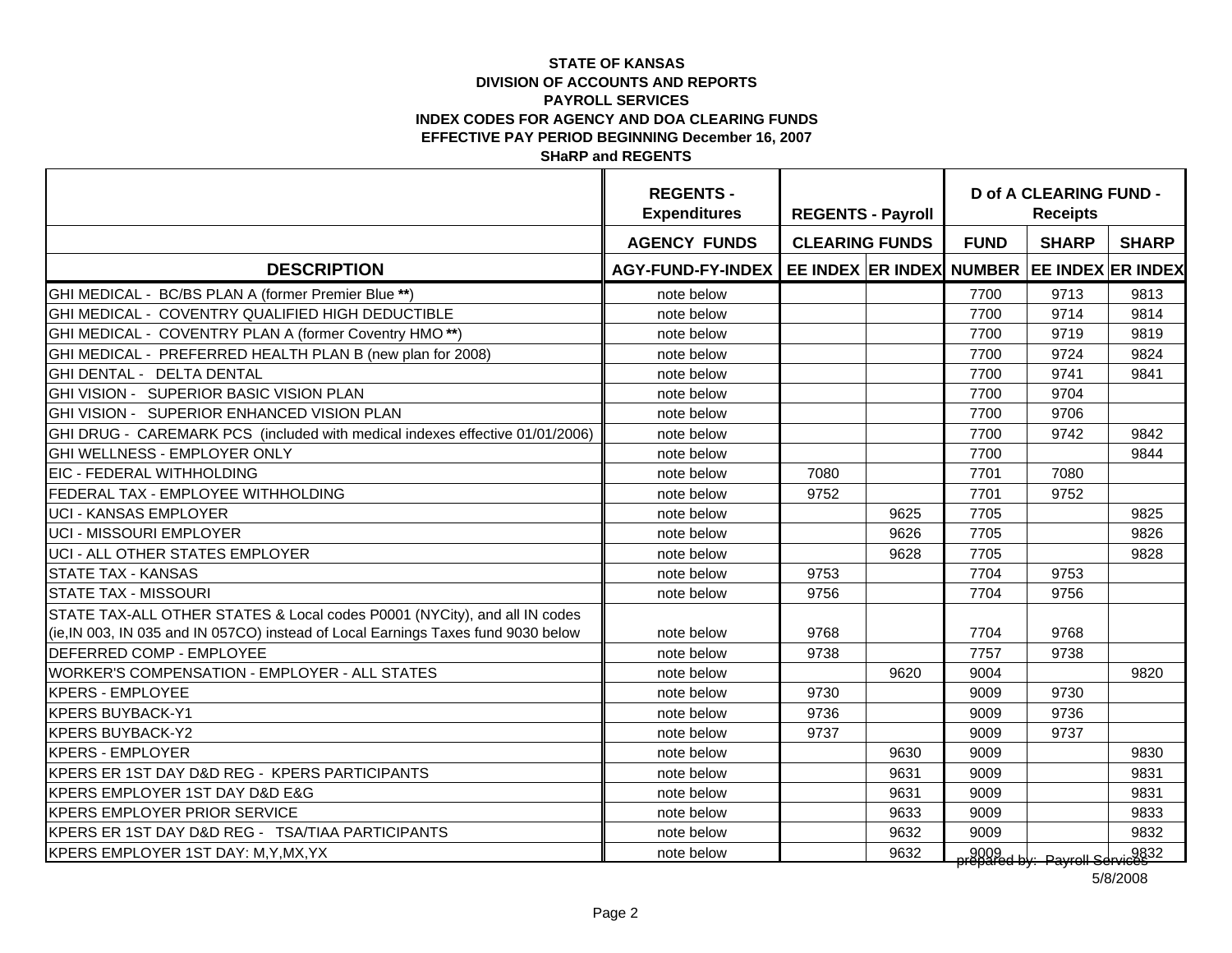**STATE OF KANSAS**
**DIVISION OF ACCOUNTS AND REPORTS**
**PAYROLL SERVICES**
**INDEX CODES FOR AGENCY AND DOA CLEARING FUNDS**
**EFFECTIVE PAY PERIOD BEGINNING December 16, 2007**
**SHaRP and REGENTS**

| | REGENTS - Expenditures | REGENTS - Payroll | | D of A CLEARING FUND - Receipts | | |
|---|---|---|---|---|---|---|
| | AGENCY FUNDS | CLEARING FUNDS | | FUND | SHARP | SHARP |
| **DESCRIPTION** | **AGY-FUND-FY-INDEX** | **EE INDEX** | **ER INDEX** | **NUMBER** | **EE INDEX** | **ER INDEX** |
| GHI MEDICAL - BC/BS PLAN A (former Premier Blue **) | note below | | | 7700 | 9713 | 9813 |
| GHI MEDICAL - COVENTRY QUALIFIED HIGH DEDUCTIBLE | note below | | | 7700 | 9714 | 9814 |
| GHI MEDICAL - COVENTRY PLAN A (former Coventry HMO **) | note below | | | 7700 | 9719 | 9819 |
| GHI MEDICAL - PREFERRED HEALTH PLAN B (new plan for 2008) | note below | | | 7700 | 9724 | 9824 |
| GHI DENTAL - DELTA DENTAL | note below | | | 7700 | 9741 | 9841 |
| GHI VISION - SUPERIOR BASIC VISION PLAN | note below | | | 7700 | 9704 | |
| GHI VISION - SUPERIOR ENHANCED VISION PLAN | note below | | | 7700 | 9706 | |
| GHI DRUG - CAREMARK PCS (included with medical indexes effective 01/01/2006) | note below | | | 7700 | 9742 | 9842 |
| GHI WELLNESS - EMPLOYER ONLY | note below | | | 7700 | | 9844 |
| EIC - FEDERAL WITHHOLDING | note below | 7080 | | 7701 | 7080 | |
| FEDERAL TAX - EMPLOYEE WITHHOLDING | note below | 9752 | | 7701 | 9752 | |
| UCI - KANSAS EMPLOYER | note below | | 9625 | 7705 | | 9825 |
| UCI - MISSOURI EMPLOYER | note below | | 9626 | 7705 | | 9826 |
| UCI - ALL OTHER STATES EMPLOYER | note below | | 9628 | 7705 | | 9828 |
| STATE TAX - KANSAS | note below | 9753 | | 7704 | 9753 | |
| STATE TAX - MISSOURI | note below | 9756 | | 7704 | 9756 | |
| STATE TAX-ALL OTHER STATES & Local codes P0001 (NYCity), and all IN codes (ie,IN 003, IN 035 and IN 057CO) instead of Local Earnings Taxes fund 9030 below | note below | 9768 | | 7704 | 9768 | |
| DEFERRED COMP - EMPLOYEE | note below | 9738 | | 7757 | 9738 | |
| WORKER'S COMPENSATION - EMPLOYER - ALL STATES | note below | | 9620 | 9004 | | 9820 |
| KPERS - EMPLOYEE | note below | 9730 | | 9009 | 9730 | |
| KPERS BUYBACK-Y1 | note below | 9736 | | 9009 | 9736 | |
| KPERS BUYBACK-Y2 | note below | 9737 | | 9009 | 9737 | |
| KPERS - EMPLOYER | note below | | 9630 | 9009 | | 9830 |
| KPERS ER 1ST DAY D&D REG - KPERS PARTICIPANTS | note below | | 9631 | 9009 | | 9831 |
| KPERS EMPLOYER 1ST DAY D&D E&G | note below | | 9631 | 9009 | | 9831 |
| KPERS EMPLOYER PRIOR SERVICE | note below | | 9633 | 9009 | | 9833 |
| KPERS ER 1ST DAY D&D REG - TSA/TIAA PARTICIPANTS | note below | | 9632 | 9009 | | 9832 |
| KPERS EMPLOYER 1ST DAY: M,Y,MX,YX | note below | | 9632 | 9009 | | 9832 |

prepared by: Payroll Services
5/8/2008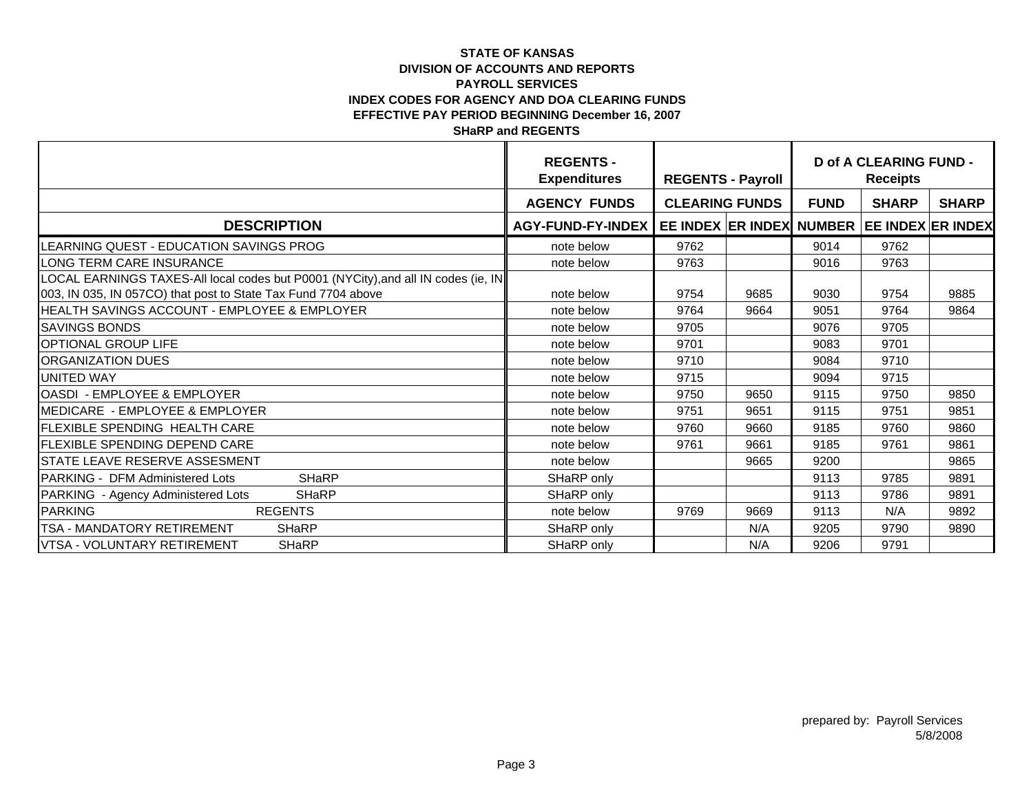**STATE OF KANSAS**
**DIVISION OF ACCOUNTS AND REPORTS**
**PAYROLL SERVICES**
**INDEX CODES FOR AGENCY AND DOA CLEARING FUNDS**
**EFFECTIVE PAY PERIOD BEGINNING December 16, 2007**
**SHaRP and REGENTS**

| | REGENTS - Expenditures | REGENTS - Payroll | | D of A CLEARING FUND - Receipts | | |
|---|---|---|---|---|---|---|
| | AGENCY FUNDS | CLEARING FUNDS | | FUND | SHARP | SHARP |
| DESCRIPTION | AGY-FUND-FY-INDEX | EE INDEX | ER INDEX | NUMBER | EE INDEX | ER INDEX |
| LEARNING QUEST - EDUCATION SAVINGS PROG | note below | 9762 | | 9014 | 9762 | |
| LONG TERM CARE INSURANCE | note below | 9763 | | 9016 | 9763 | |
| LOCAL EARNINGS TAXES-All local codes but P0001 (NYCity),and all IN codes (ie, IN 003, IN 035, IN 057CO) that post to State Tax Fund 7704 above | note below | 9754 | 9685 | 9030 | 9754 | 9885 |
| HEALTH SAVINGS ACCOUNT - EMPLOYEE & EMPLOYER | note below | 9764 | 9664 | 9051 | 9764 | 9864 |
| SAVINGS BONDS | note below | 9705 | | 9076 | 9705 | |
| OPTIONAL GROUP LIFE | note below | 9701 | | 9083 | 9701 | |
| ORGANIZATION DUES | note below | 9710 | | 9084 | 9710 | |
| UNITED WAY | note below | 9715 | | 9094 | 9715 | |
| OASDI - EMPLOYEE & EMPLOYER | note below | 9750 | 9650 | 9115 | 9750 | 9850 |
| MEDICARE - EMPLOYEE & EMPLOYER | note below | 9751 | 9651 | 9115 | 9751 | 9851 |
| FLEXIBLE SPENDING HEALTH CARE | note below | 9760 | 9660 | 9185 | 9760 | 9860 |
| FLEXIBLE SPENDING DEPEND CARE | note below | 9761 | 9661 | 9185 | 9761 | 9861 |
| STATE LEAVE RESERVE ASSESMENT | note below | | 9665 | 9200 | | 9865 |
| PARKING - DFM Administered Lots SHaRP | SHaRP only | | | 9113 | 9785 | 9891 |
| PARKING - Agency Administered Lots SHaRP | SHaRP only | | | 9113 | 9786 | 9891 |
| PARKING REGENTS | note below | 9769 | 9669 | 9113 | N/A | 9892 |
| TSA - MANDATORY RETIREMENT SHaRP | SHaRP only | | N/A | 9205 | 9790 | 9890 |
| VTSA - VOLUNTARY RETIREMENT SHaRP | SHaRP only | | N/A | 9206 | 9791 | |

prepared by: Payroll Services
5/8/2008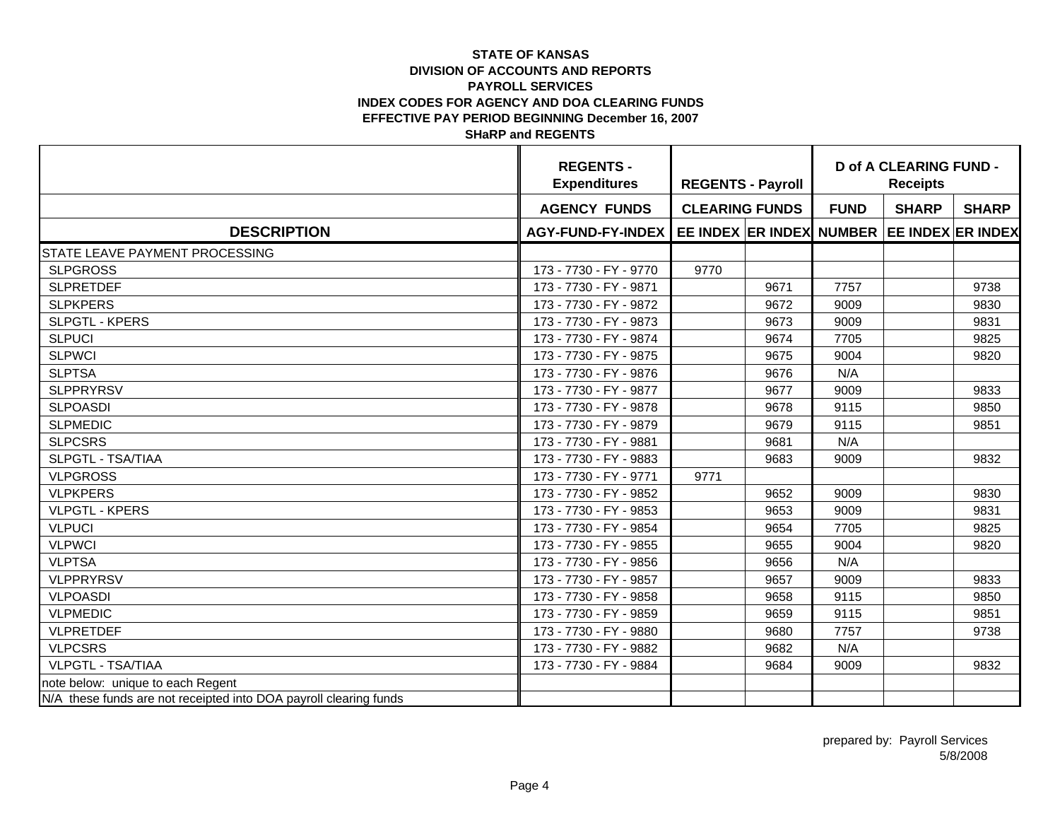**STATE OF KANSAS**
**DIVISION OF ACCOUNTS AND REPORTS**
**PAYROLL SERVICES**
**INDEX CODES FOR AGENCY AND DOA CLEARING FUNDS**
**EFFECTIVE PAY PERIOD BEGINNING December 16, 2007**
**SHaRP and REGENTS**

| | REGENTS - Expenditures | REGENTS - Payroll | | D of A CLEARING FUND - Receipts | | |
|---|---|---|---|---|---|---|
| | AGENCY FUNDS | CLEARING FUNDS | | FUND | SHARP | SHARP |
| DESCRIPTION | AGY-FUND-FY-INDEX | EE INDEX | ER INDEX | NUMBER | EE INDEX | ER INDEX |
| STATE LEAVE PAYMENT PROCESSING | | | | | | |
| SLPGROSS | 173 - 7730 - FY - 9770 | 9770 | | | | |
| SLPRETDEF | 173 - 7730 - FY - 9871 | | 9671 | 7757 | | 9738 |
| SLPKPERS | 173 - 7730 - FY - 9872 | | 9672 | 9009 | | 9830 |
| SLPGTL - KPERS | 173 - 7730 - FY - 9873 | | 9673 | 9009 | | 9831 |
| SLPUCI | 173 - 7730 - FY - 9874 | | 9674 | 7705 | | 9825 |
| SLPWCI | 173 - 7730 - FY - 9875 | | 9675 | 9004 | | 9820 |
| SLPTSA | 173 - 7730 - FY - 9876 | | 9676 | N/A | | |
| SLPPRYRSV | 173 - 7730 - FY - 9877 | | 9677 | 9009 | | 9833 |
| SLPOASDI | 173 - 7730 - FY - 9878 | | 9678 | 9115 | | 9850 |
| SLPMEDIC | 173 - 7730 - FY - 9879 | | 9679 | 9115 | | 9851 |
| SLPCSRS | 173 - 7730 - FY - 9881 | | 9681 | N/A | | |
| SLPGTL - TSA/TIAA | 173 - 7730 - FY - 9883 | | 9683 | 9009 | | 9832 |
| VLPGROSS | 173 - 7730 - FY - 9771 | 9771 | | | | |
| VLPKPERS | 173 - 7730 - FY - 9852 | | 9652 | 9009 | | 9830 |
| VLPGTL - KPERS | 173 - 7730 - FY - 9853 | | 9653 | 9009 | | 9831 |
| VLPUCI | 173 - 7730 - FY - 9854 | | 9654 | 7705 | | 9825 |
| VLPWCI | 173 - 7730 - FY - 9855 | | 9655 | 9004 | | 9820 |
| VLPTSA | 173 - 7730 - FY - 9856 | | 9656 | N/A | | |
| VLPPRYRSV | 173 - 7730 - FY - 9857 | | 9657 | 9009 | | 9833 |
| VLPOASDI | 173 - 7730 - FY - 9858 | | 9658 | 9115 | | 9850 |
| VLPMEDIC | 173 - 7730 - FY - 9859 | | 9659 | 9115 | | 9851 |
| VLPRETDEF | 173 - 7730 - FY - 9880 | | 9680 | 7757 | | 9738 |
| VLPCSRS | 173 - 7730 - FY - 9882 | | 9682 | N/A | | |
| VLPGTL - TSA/TIAA | 173 - 7730 - FY - 9884 | | 9684 | 9009 | | 9832 |
| note below: unique to each Regent | | | | | | |
| N/A these funds are not receipted into DOA payroll clearing funds | | | | | | |

prepared by: Payroll Services
5/8/2008